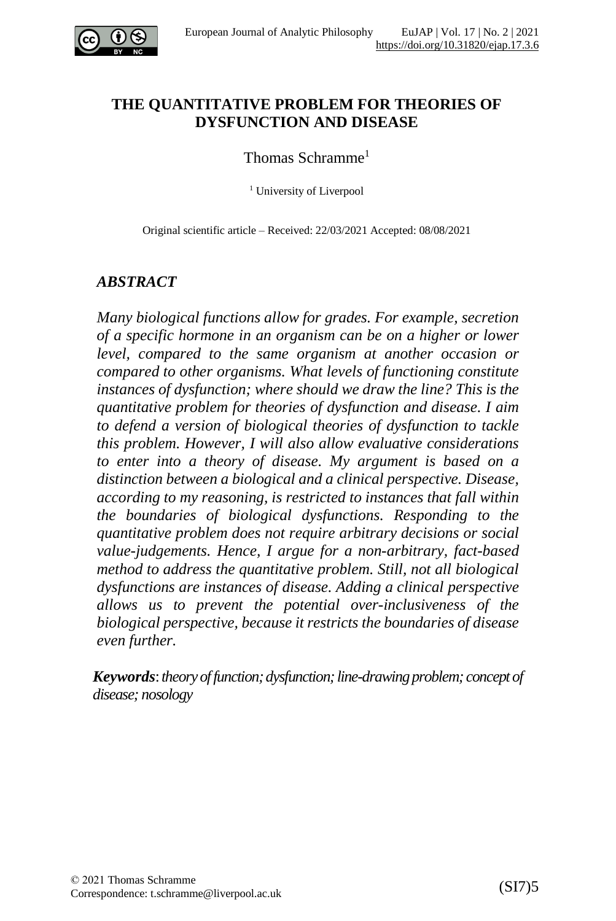# THE QUANTITATIVE PROBLEM FOR THEORIES OF DYSFUNCTION AND DISEASE

Thomas Schramme[1]

[1] University of Liverpool

Original scientific article – Received: 22/03/2021 Accepted: 08/08/2021

## *ABSTRACT*

*Many biological functions allow for grades. For example, secretion of a specific hormone in an organism can be on a higher or lower level, compared to the same organism at another occasion or compared to other organisms. What levels of functioning constitute instances of dysfunction; where should we draw the line? This is the quantitative problem for theories of dysfunction and disease. I aim to defend a version of biological theories of dysfunction to tackle this problem. However, I will also allow evaluative considerations to enter into a theory of disease. My argument is based on a distinction between a biological and a clinical perspective. Disease, according to my reasoning, is restricted to instances that fall within the boundaries of biological dysfunctions. Responding to the quantitative problem does not require arbitrary decisions or social value-judgements. Hence, I argue for a non-arbitrary, fact-based method to address the quantitative problem. Still, not all biological dysfunctions are instances of disease. Adding a clinical perspective allows us to prevent the potential over-inclusiveness of the biological perspective, because it restricts the boundaries of disease even further.*

***Keywords***: *theory of function; dysfunction; line-drawing problem; concept of disease; nosology*

© 2021 Thomas Schramme
Correspondence: t.schramme@liverpool.ac.uk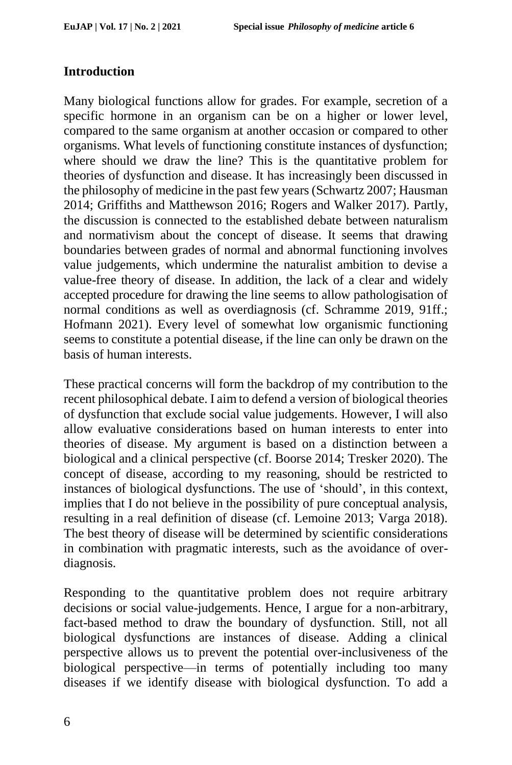## Introduction

Many biological functions allow for grades. For example, secretion of a specific hormone in an organism can be on a higher or lower level, compared to the same organism at another occasion or compared to other organisms. What levels of functioning constitute instances of dysfunction; where should we draw the line? This is the quantitative problem for theories of dysfunction and disease. It has increasingly been discussed in the philosophy of medicine in the past few years (Schwartz 2007; Hausman 2014; Griffiths and Matthewson 2016; Rogers and Walker 2017). Partly, the discussion is connected to the established debate between naturalism and normativism about the concept of disease. It seems that drawing boundaries between grades of normal and abnormal functioning involves value judgements, which undermine the naturalist ambition to devise a value-free theory of disease. In addition, the lack of a clear and widely accepted procedure for drawing the line seems to allow pathologisation of normal conditions as well as overdiagnosis (cf. Schramme 2019, 91ff.; Hofmann 2021). Every level of somewhat low organismic functioning seems to constitute a potential disease, if the line can only be drawn on the basis of human interests.

These practical concerns will form the backdrop of my contribution to the recent philosophical debate. I aim to defend a version of biological theories of dysfunction that exclude social value judgements. However, I will also allow evaluative considerations based on human interests to enter into theories of disease. My argument is based on a distinction between a biological and a clinical perspective (cf. Boorse 2014; Tresker 2020). The concept of disease, according to my reasoning, should be restricted to instances of biological dysfunctions. The use of 'should', in this context, implies that I do not believe in the possibility of pure conceptual analysis, resulting in a real definition of disease (cf. Lemoine 2013; Varga 2018). The best theory of disease will be determined by scientific considerations in combination with pragmatic interests, such as the avoidance of over-diagnosis.

Responding to the quantitative problem does not require arbitrary decisions or social value-judgements. Hence, I argue for a non-arbitrary, fact-based method to draw the boundary of dysfunction. Still, not all biological dysfunctions are instances of disease. Adding a clinical perspective allows us to prevent the potential over-inclusiveness of the biological perspective—in terms of potentially including too many diseases if we identify disease with biological dysfunction. To add a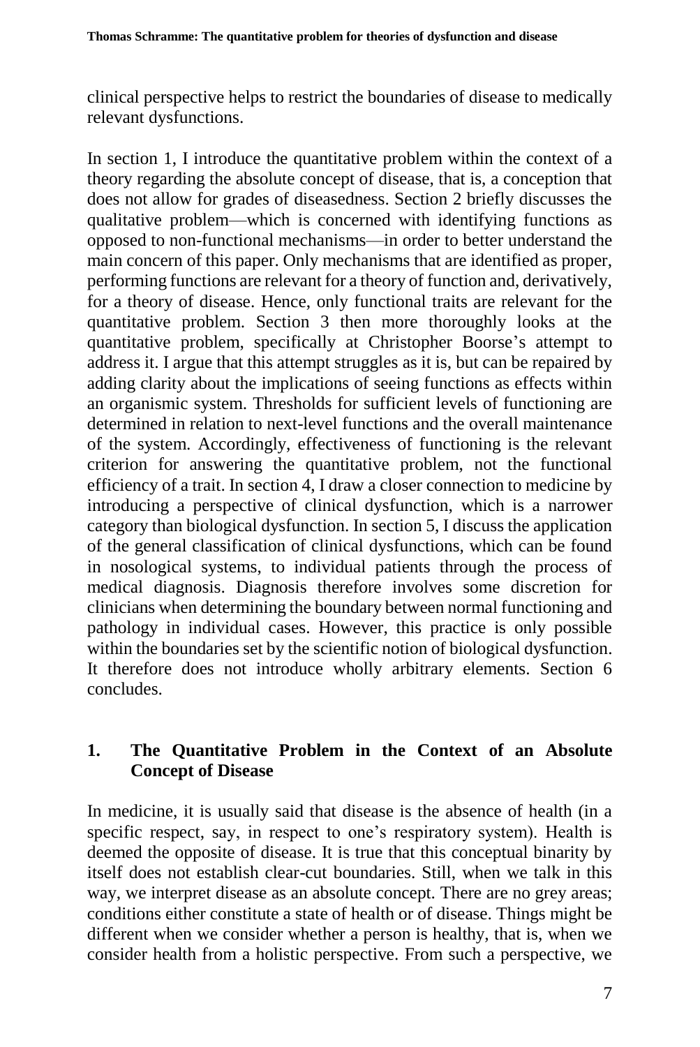clinical perspective helps to restrict the boundaries of disease to medically relevant dysfunctions.

In section 1, I introduce the quantitative problem within the context of a theory regarding the absolute concept of disease, that is, a conception that does not allow for grades of diseasedness. Section 2 briefly discusses the qualitative problem—which is concerned with identifying functions as opposed to non-functional mechanisms—in order to better understand the main concern of this paper. Only mechanisms that are identified as proper, performing functions are relevant for a theory of function and, derivatively, for a theory of disease. Hence, only functional traits are relevant for the quantitative problem. Section 3 then more thoroughly looks at the quantitative problem, specifically at Christopher Boorse's attempt to address it. I argue that this attempt struggles as it is, but can be repaired by adding clarity about the implications of seeing functions as effects within an organismic system. Thresholds for sufficient levels of functioning are determined in relation to next-level functions and the overall maintenance of the system. Accordingly, effectiveness of functioning is the relevant criterion for answering the quantitative problem, not the functional efficiency of a trait. In section 4, I draw a closer connection to medicine by introducing a perspective of clinical dysfunction, which is a narrower category than biological dysfunction. In section 5, I discuss the application of the general classification of clinical dysfunctions, which can be found in nosological systems, to individual patients through the process of medical diagnosis. Diagnosis therefore involves some discretion for clinicians when determining the boundary between normal functioning and pathology in individual cases. However, this practice is only possible within the boundaries set by the scientific notion of biological dysfunction. It therefore does not introduce wholly arbitrary elements. Section 6 concludes.

## 1. The Quantitative Problem in the Context of an Absolute Concept of Disease

In medicine, it is usually said that disease is the absence of health (in a specific respect, say, in respect to one's respiratory system). Health is deemed the opposite of disease. It is true that this conceptual binarity by itself does not establish clear-cut boundaries. Still, when we talk in this way, we interpret disease as an absolute concept. There are no grey areas; conditions either constitute a state of health or of disease. Things might be different when we consider whether a person is healthy, that is, when we consider health from a holistic perspective. From such a perspective, we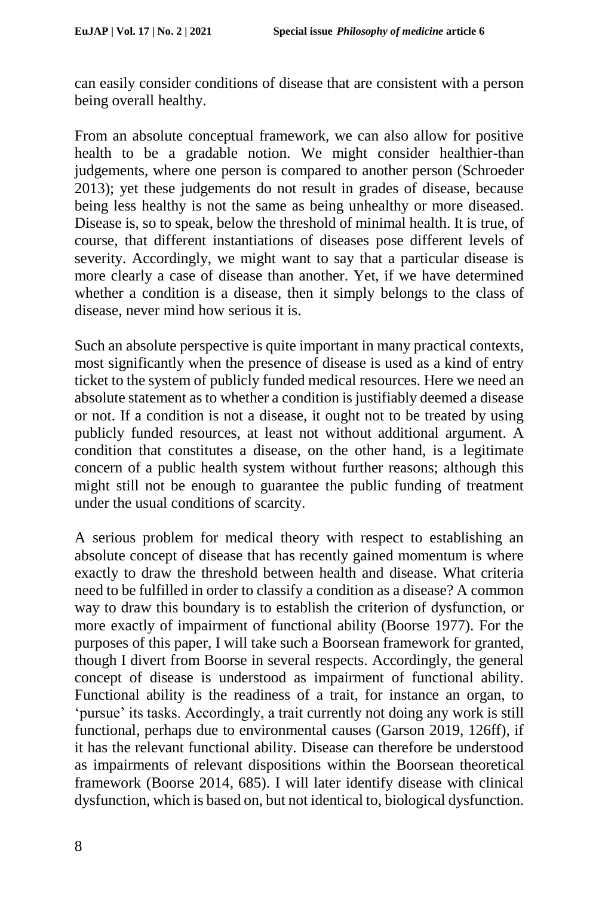can easily consider conditions of disease that are consistent with a person being overall healthy.

From an absolute conceptual framework, we can also allow for positive health to be a gradable notion. We might consider healthier-than judgements, where one person is compared to another person (Schroeder 2013); yet these judgements do not result in grades of disease, because being less healthy is not the same as being unhealthy or more diseased. Disease is, so to speak, below the threshold of minimal health. It is true, of course, that different instantiations of diseases pose different levels of severity. Accordingly, we might want to say that a particular disease is more clearly a case of disease than another. Yet, if we have determined whether a condition is a disease, then it simply belongs to the class of disease, never mind how serious it is.

Such an absolute perspective is quite important in many practical contexts, most significantly when the presence of disease is used as a kind of entry ticket to the system of publicly funded medical resources. Here we need an absolute statement as to whether a condition is justifiably deemed a disease or not. If a condition is not a disease, it ought not to be treated by using publicly funded resources, at least not without additional argument. A condition that constitutes a disease, on the other hand, is a legitimate concern of a public health system without further reasons; although this might still not be enough to guarantee the public funding of treatment under the usual conditions of scarcity.

A serious problem for medical theory with respect to establishing an absolute concept of disease that has recently gained momentum is where exactly to draw the threshold between health and disease. What criteria need to be fulfilled in order to classify a condition as a disease? A common way to draw this boundary is to establish the criterion of dysfunction, or more exactly of impairment of functional ability (Boorse 1977). For the purposes of this paper, I will take such a Boorsean framework for granted, though I divert from Boorse in several respects. Accordingly, the general concept of disease is understood as impairment of functional ability. Functional ability is the readiness of a trait, for instance an organ, to 'pursue' its tasks. Accordingly, a trait currently not doing any work is still functional, perhaps due to environmental causes (Garson 2019, 126ff), if it has the relevant functional ability. Disease can therefore be understood as impairments of relevant dispositions within the Boorsean theoretical framework (Boorse 2014, 685). I will later identify disease with clinical dysfunction, which is based on, but not identical to, biological dysfunction.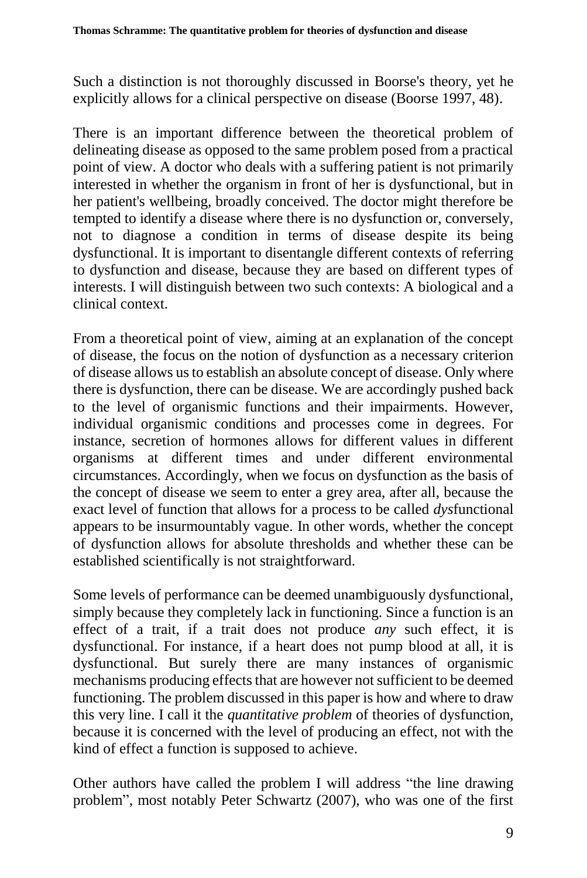Such a distinction is not thoroughly discussed in Boorse's theory, yet he explicitly allows for a clinical perspective on disease (Boorse 1997, 48).

There is an important difference between the theoretical problem of delineating disease as opposed to the same problem posed from a practical point of view. A doctor who deals with a suffering patient is not primarily interested in whether the organism in front of her is dysfunctional, but in her patient's wellbeing, broadly conceived. The doctor might therefore be tempted to identify a disease where there is no dysfunction or, conversely, not to diagnose a condition in terms of disease despite its being dysfunctional. It is important to disentangle different contexts of referring to dysfunction and disease, because they are based on different types of interests. I will distinguish between two such contexts: A biological and a clinical context.

From a theoretical point of view, aiming at an explanation of the concept of disease, the focus on the notion of dysfunction as a necessary criterion of disease allows us to establish an absolute concept of disease. Only where there is dysfunction, there can be disease. We are accordingly pushed back to the level of organismic functions and their impairments. However, individual organismic conditions and processes come in degrees. For instance, secretion of hormones allows for different values in different organisms at different times and under different environmental circumstances. Accordingly, when we focus on dysfunction as the basis of the concept of disease we seem to enter a grey area, after all, because the exact level of function that allows for a process to be called *dys*functional appears to be insurmountably vague. In other words, whether the concept of dysfunction allows for absolute thresholds and whether these can be established scientifically is not straightforward.

Some levels of performance can be deemed unambiguously dysfunctional, simply because they completely lack in functioning. Since a function is an effect of a trait, if a trait does not produce *any* such effect, it is dysfunctional. For instance, if a heart does not pump blood at all, it is dysfunctional. But surely there are many instances of organismic mechanisms producing effects that are however not sufficient to be deemed functioning. The problem discussed in this paper is how and where to draw this very line. I call it the *quantitative problem* of theories of dysfunction, because it is concerned with the level of producing an effect, not with the kind of effect a function is supposed to achieve.

Other authors have called the problem I will address "the line drawing problem", most notably Peter Schwartz (2007), who was one of the first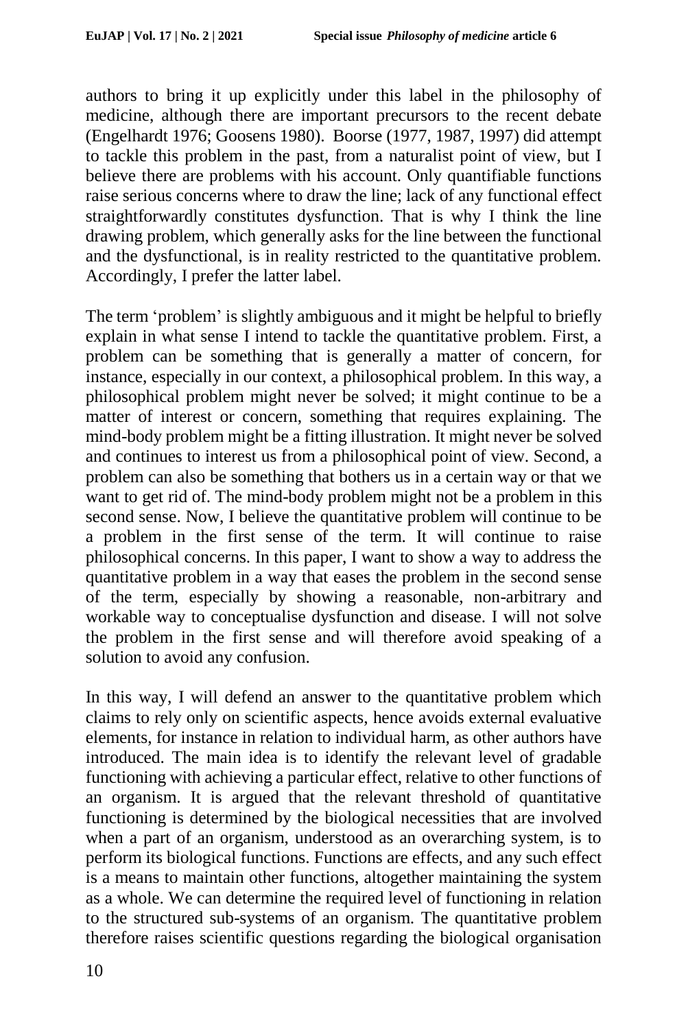authors to bring it up explicitly under this label in the philosophy of medicine, although there are important precursors to the recent debate (Engelhardt 1976; Goosens 1980). Boorse (1977, 1987, 1997) did attempt to tackle this problem in the past, from a naturalist point of view, but I believe there are problems with his account. Only quantifiable functions raise serious concerns where to draw the line; lack of any functional effect straightforwardly constitutes dysfunction. That is why I think the line drawing problem, which generally asks for the line between the functional and the dysfunctional, is in reality restricted to the quantitative problem. Accordingly, I prefer the latter label.

The term 'problem' is slightly ambiguous and it might be helpful to briefly explain in what sense I intend to tackle the quantitative problem. First, a problem can be something that is generally a matter of concern, for instance, especially in our context, a philosophical problem. In this way, a philosophical problem might never be solved; it might continue to be a matter of interest or concern, something that requires explaining. The mind-body problem might be a fitting illustration. It might never be solved and continues to interest us from a philosophical point of view. Second, a problem can also be something that bothers us in a certain way or that we want to get rid of. The mind-body problem might not be a problem in this second sense. Now, I believe the quantitative problem will continue to be a problem in the first sense of the term. It will continue to raise philosophical concerns. In this paper, I want to show a way to address the quantitative problem in a way that eases the problem in the second sense of the term, especially by showing a reasonable, non-arbitrary and workable way to conceptualise dysfunction and disease. I will not solve the problem in the first sense and will therefore avoid speaking of a solution to avoid any confusion.

In this way, I will defend an answer to the quantitative problem which claims to rely only on scientific aspects, hence avoids external evaluative elements, for instance in relation to individual harm, as other authors have introduced. The main idea is to identify the relevant level of gradable functioning with achieving a particular effect, relative to other functions of an organism. It is argued that the relevant threshold of quantitative functioning is determined by the biological necessities that are involved when a part of an organism, understood as an overarching system, is to perform its biological functions. Functions are effects, and any such effect is a means to maintain other functions, altogether maintaining the system as a whole. We can determine the required level of functioning in relation to the structured sub-systems of an organism. The quantitative problem therefore raises scientific questions regarding the biological organisation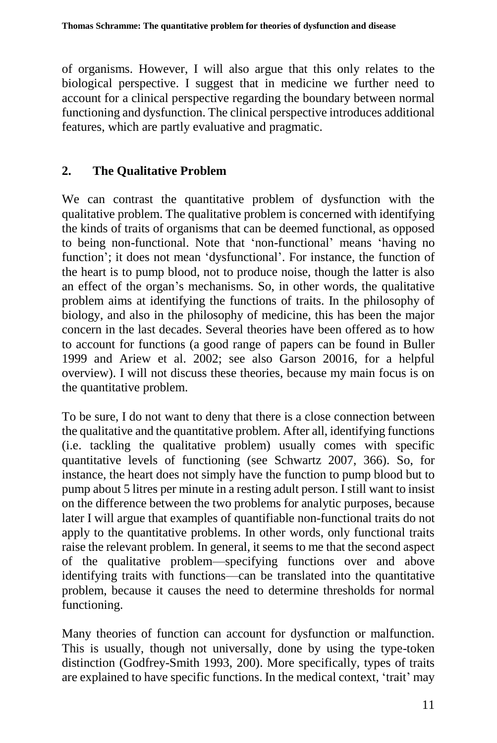of organisms. However, I will also argue that this only relates to the biological perspective. I suggest that in medicine we further need to account for a clinical perspective regarding the boundary between normal functioning and dysfunction. The clinical perspective introduces additional features, which are partly evaluative and pragmatic.

## 2. The Qualitative Problem

We can contrast the quantitative problem of dysfunction with the qualitative problem. The qualitative problem is concerned with identifying the kinds of traits of organisms that can be deemed functional, as opposed to being non-functional. Note that 'non-functional' means 'having no function'; it does not mean 'dysfunctional'. For instance, the function of the heart is to pump blood, not to produce noise, though the latter is also an effect of the organ's mechanisms. So, in other words, the qualitative problem aims at identifying the functions of traits. In the philosophy of biology, and also in the philosophy of medicine, this has been the major concern in the last decades. Several theories have been offered as to how to account for functions (a good range of papers can be found in Buller 1999 and Ariew et al. 2002; see also Garson 20016, for a helpful overview). I will not discuss these theories, because my main focus is on the quantitative problem.

To be sure, I do not want to deny that there is a close connection between the qualitative and the quantitative problem. After all, identifying functions (i.e. tackling the qualitative problem) usually comes with specific quantitative levels of functioning (see Schwartz 2007, 366). So, for instance, the heart does not simply have the function to pump blood but to pump about 5 litres per minute in a resting adult person. I still want to insist on the difference between the two problems for analytic purposes, because later I will argue that examples of quantifiable non-functional traits do not apply to the quantitative problems. In other words, only functional traits raise the relevant problem. In general, it seems to me that the second aspect of the qualitative problem—specifying functions over and above identifying traits with functions—can be translated into the quantitative problem, because it causes the need to determine thresholds for normal functioning.

Many theories of function can account for dysfunction or malfunction. This is usually, though not universally, done by using the type-token distinction (Godfrey-Smith 1993, 200). More specifically, types of traits are explained to have specific functions. In the medical context, 'trait' may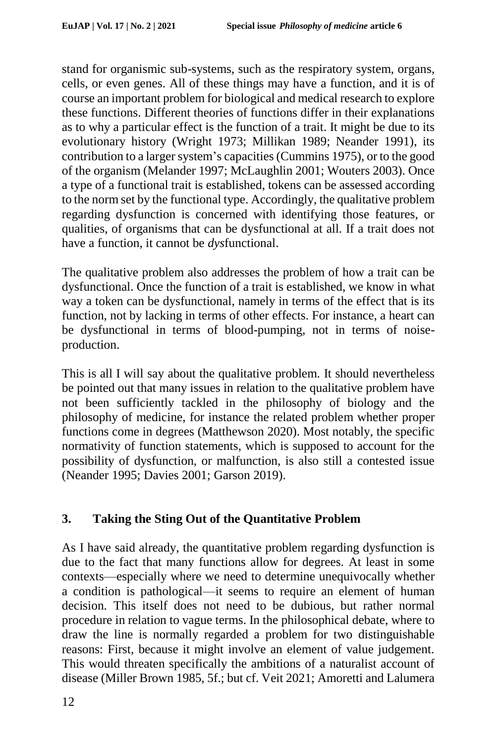stand for organismic sub-systems, such as the respiratory system, organs, cells, or even genes. All of these things may have a function, and it is of course an important problem for biological and medical research to explore these functions. Different theories of functions differ in their explanations as to why a particular effect is the function of a trait. It might be due to its evolutionary history (Wright 1973; Millikan 1989; Neander 1991), its contribution to a larger system's capacities (Cummins 1975), or to the good of the organism (Melander 1997; McLaughlin 2001; Wouters 2003). Once a type of a functional trait is established, tokens can be assessed according to the norm set by the functional type. Accordingly, the qualitative problem regarding dysfunction is concerned with identifying those features, or qualities, of organisms that can be dysfunctional at all. If a trait does not have a function, it cannot be *dys*functional.

The qualitative problem also addresses the problem of how a trait can be dysfunctional. Once the function of a trait is established, we know in what way a token can be dysfunctional, namely in terms of the effect that is its function, not by lacking in terms of other effects. For instance, a heart can be dysfunctional in terms of blood-pumping, not in terms of noise-production.

This is all I will say about the qualitative problem. It should nevertheless be pointed out that many issues in relation to the qualitative problem have not been sufficiently tackled in the philosophy of biology and the philosophy of medicine, for instance the related problem whether proper functions come in degrees (Matthewson 2020). Most notably, the specific normativity of function statements, which is supposed to account for the possibility of dysfunction, or malfunction, is also still a contested issue (Neander 1995; Davies 2001; Garson 2019).

## 3. Taking the Sting Out of the Quantitative Problem

As I have said already, the quantitative problem regarding dysfunction is due to the fact that many functions allow for degrees. At least in some contexts—especially where we need to determine unequivocally whether a condition is pathological—it seems to require an element of human decision. This itself does not need to be dubious, but rather normal procedure in relation to vague terms. In the philosophical debate, where to draw the line is normally regarded a problem for two distinguishable reasons: First, because it might involve an element of value judgement. This would threaten specifically the ambitions of a naturalist account of disease (Miller Brown 1985, 5f.; but cf. Veit 2021; Amoretti and Lalumera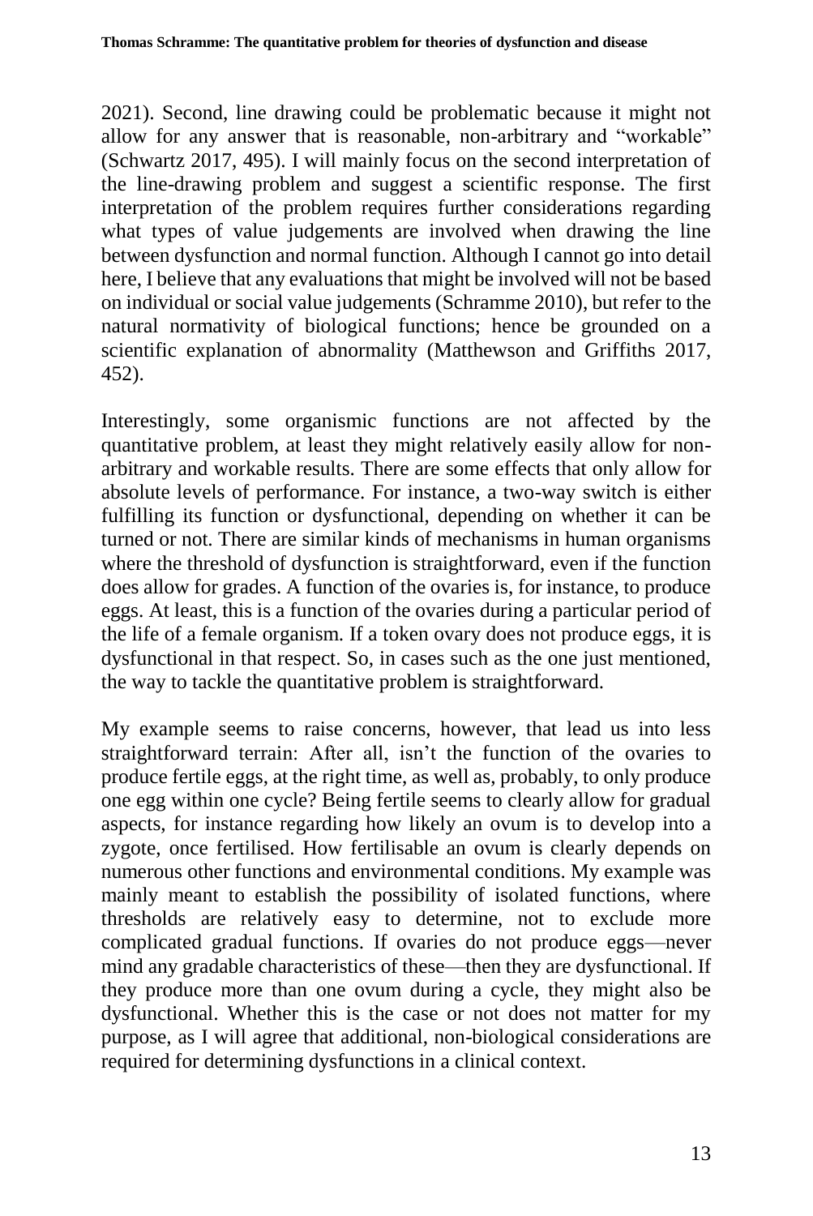2021). Second, line drawing could be problematic because it might not allow for any answer that is reasonable, non-arbitrary and "workable" (Schwartz 2017, 495). I will mainly focus on the second interpretation of the line-drawing problem and suggest a scientific response. The first interpretation of the problem requires further considerations regarding what types of value judgements are involved when drawing the line between dysfunction and normal function. Although I cannot go into detail here, I believe that any evaluations that might be involved will not be based on individual or social value judgements (Schramme 2010), but refer to the natural normativity of biological functions; hence be grounded on a scientific explanation of abnormality (Matthewson and Griffiths 2017, 452).

Interestingly, some organismic functions are not affected by the quantitative problem, at least they might relatively easily allow for non-arbitrary and workable results. There are some effects that only allow for absolute levels of performance. For instance, a two-way switch is either fulfilling its function or dysfunctional, depending on whether it can be turned or not. There are similar kinds of mechanisms in human organisms where the threshold of dysfunction is straightforward, even if the function does allow for grades. A function of the ovaries is, for instance, to produce eggs. At least, this is a function of the ovaries during a particular period of the life of a female organism. If a token ovary does not produce eggs, it is dysfunctional in that respect. So, in cases such as the one just mentioned, the way to tackle the quantitative problem is straightforward.

My example seems to raise concerns, however, that lead us into less straightforward terrain: After all, isn't the function of the ovaries to produce fertile eggs, at the right time, as well as, probably, to only produce one egg within one cycle? Being fertile seems to clearly allow for gradual aspects, for instance regarding how likely an ovum is to develop into a zygote, once fertilised. How fertilisable an ovum is clearly depends on numerous other functions and environmental conditions. My example was mainly meant to establish the possibility of isolated functions, where thresholds are relatively easy to determine, not to exclude more complicated gradual functions. If ovaries do not produce eggs—never mind any gradable characteristics of these—then they are dysfunctional. If they produce more than one ovum during a cycle, they might also be dysfunctional. Whether this is the case or not does not matter for my purpose, as I will agree that additional, non-biological considerations are required for determining dysfunctions in a clinical context.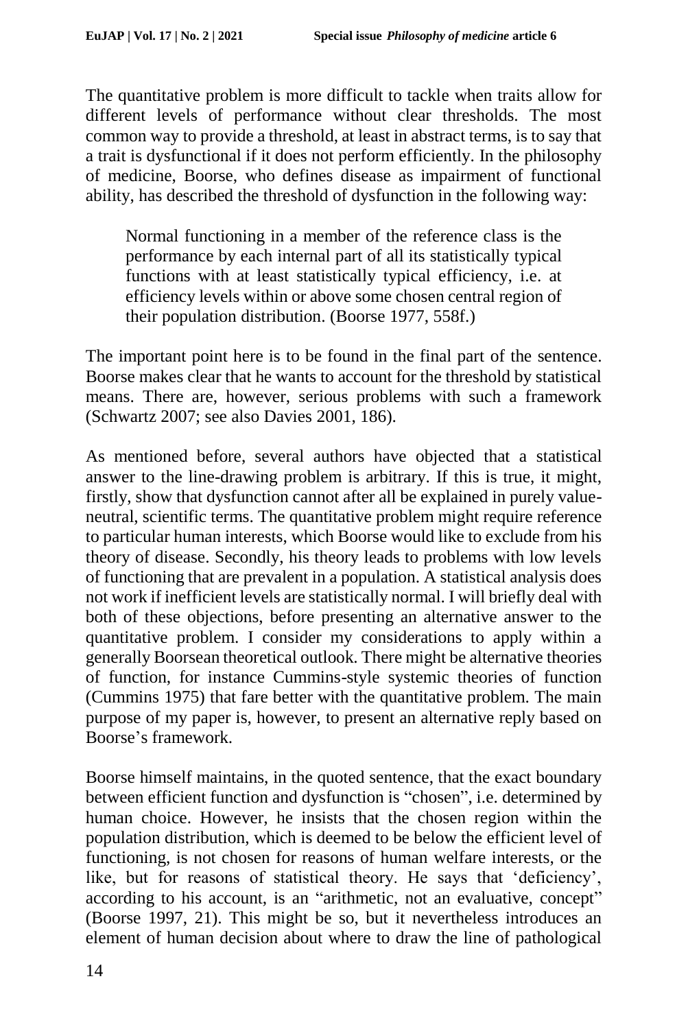The quantitative problem is more difficult to tackle when traits allow for different levels of performance without clear thresholds. The most common way to provide a threshold, at least in abstract terms, is to say that a trait is dysfunctional if it does not perform efficiently. In the philosophy of medicine, Boorse, who defines disease as impairment of functional ability, has described the threshold of dysfunction in the following way:

> Normal functioning in a member of the reference class is the performance by each internal part of all its statistically typical functions with at least statistically typical efficiency, i.e. at efficiency levels within or above some chosen central region of their population distribution. (Boorse 1977, 558f.)

The important point here is to be found in the final part of the sentence. Boorse makes clear that he wants to account for the threshold by statistical means. There are, however, serious problems with such a framework (Schwartz 2007; see also Davies 2001, 186).

As mentioned before, several authors have objected that a statistical answer to the line-drawing problem is arbitrary. If this is true, it might, firstly, show that dysfunction cannot after all be explained in purely value-neutral, scientific terms. The quantitative problem might require reference to particular human interests, which Boorse would like to exclude from his theory of disease. Secondly, his theory leads to problems with low levels of functioning that are prevalent in a population. A statistical analysis does not work if inefficient levels are statistically normal. I will briefly deal with both of these objections, before presenting an alternative answer to the quantitative problem. I consider my considerations to apply within a generally Boorsean theoretical outlook. There might be alternative theories of function, for instance Cummins-style systemic theories of function (Cummins 1975) that fare better with the quantitative problem. The main purpose of my paper is, however, to present an alternative reply based on Boorse's framework.

Boorse himself maintains, in the quoted sentence, that the exact boundary between efficient function and dysfunction is "chosen", i.e. determined by human choice. However, he insists that the chosen region within the population distribution, which is deemed to be below the efficient level of functioning, is not chosen for reasons of human welfare interests, or the like, but for reasons of statistical theory. He says that 'deficiency', according to his account, is an "arithmetic, not an evaluative, concept" (Boorse 1997, 21). This might be so, but it nevertheless introduces an element of human decision about where to draw the line of pathological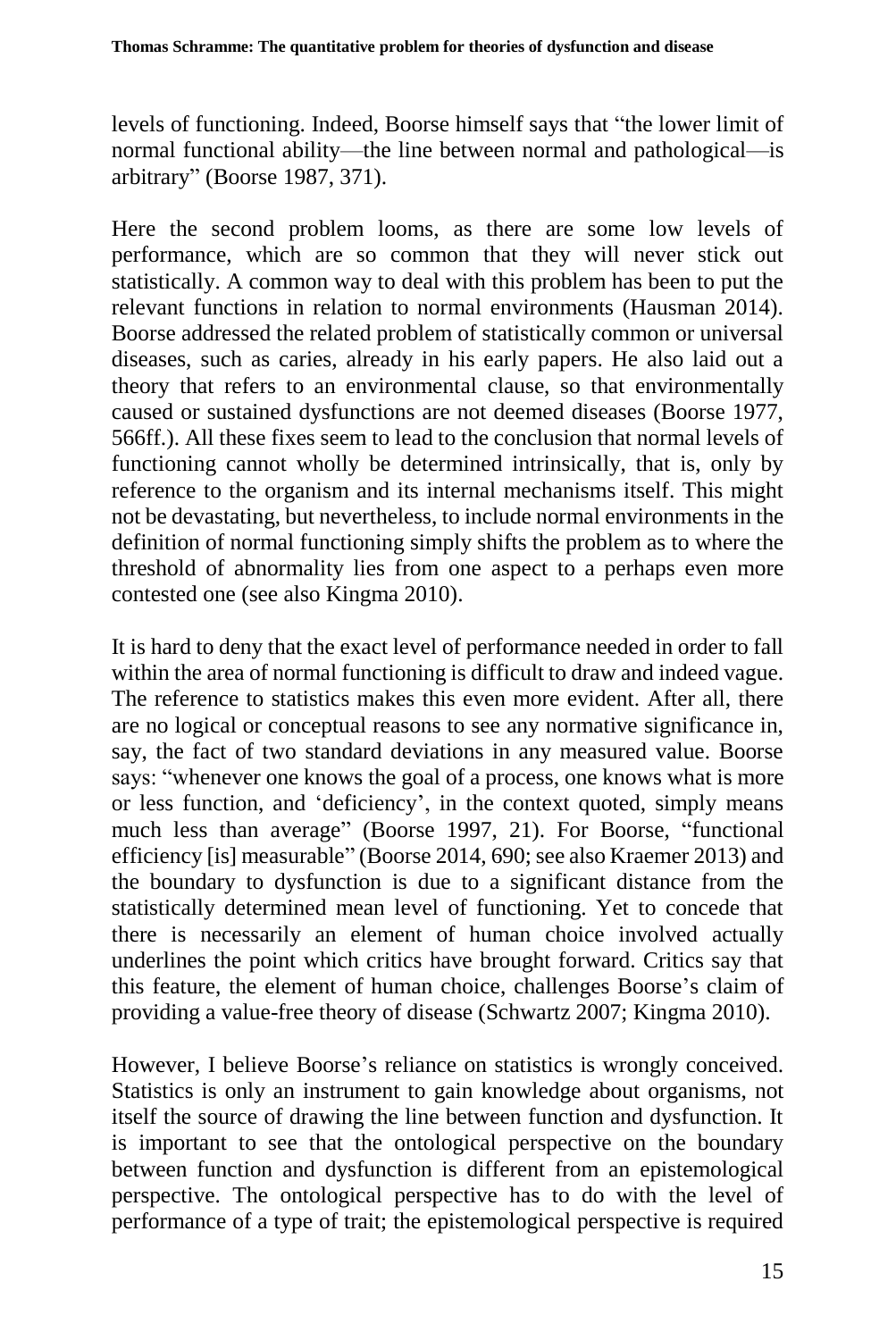levels of functioning. Indeed, Boorse himself says that "the lower limit of normal functional ability—the line between normal and pathological—is arbitrary" (Boorse 1987, 371).

Here the second problem looms, as there are some low levels of performance, which are so common that they will never stick out statistically. A common way to deal with this problem has been to put the relevant functions in relation to normal environments (Hausman 2014). Boorse addressed the related problem of statistically common or universal diseases, such as caries, already in his early papers. He also laid out a theory that refers to an environmental clause, so that environmentally caused or sustained dysfunctions are not deemed diseases (Boorse 1977, 566ff.). All these fixes seem to lead to the conclusion that normal levels of functioning cannot wholly be determined intrinsically, that is, only by reference to the organism and its internal mechanisms itself. This might not be devastating, but nevertheless, to include normal environments in the definition of normal functioning simply shifts the problem as to where the threshold of abnormality lies from one aspect to a perhaps even more contested one (see also Kingma 2010).

It is hard to deny that the exact level of performance needed in order to fall within the area of normal functioning is difficult to draw and indeed vague. The reference to statistics makes this even more evident. After all, there are no logical or conceptual reasons to see any normative significance in, say, the fact of two standard deviations in any measured value. Boorse says: "whenever one knows the goal of a process, one knows what is more or less function, and 'deficiency', in the context quoted, simply means much less than average" (Boorse 1997, 21). For Boorse, "functional efficiency [is] measurable" (Boorse 2014, 690; see also Kraemer 2013) and the boundary to dysfunction is due to a significant distance from the statistically determined mean level of functioning. Yet to concede that there is necessarily an element of human choice involved actually underlines the point which critics have brought forward. Critics say that this feature, the element of human choice, challenges Boorse's claim of providing a value-free theory of disease (Schwartz 2007; Kingma 2010).

However, I believe Boorse's reliance on statistics is wrongly conceived. Statistics is only an instrument to gain knowledge about organisms, not itself the source of drawing the line between function and dysfunction. It is important to see that the ontological perspective on the boundary between function and dysfunction is different from an epistemological perspective. The ontological perspective has to do with the level of performance of a type of trait; the epistemological perspective is required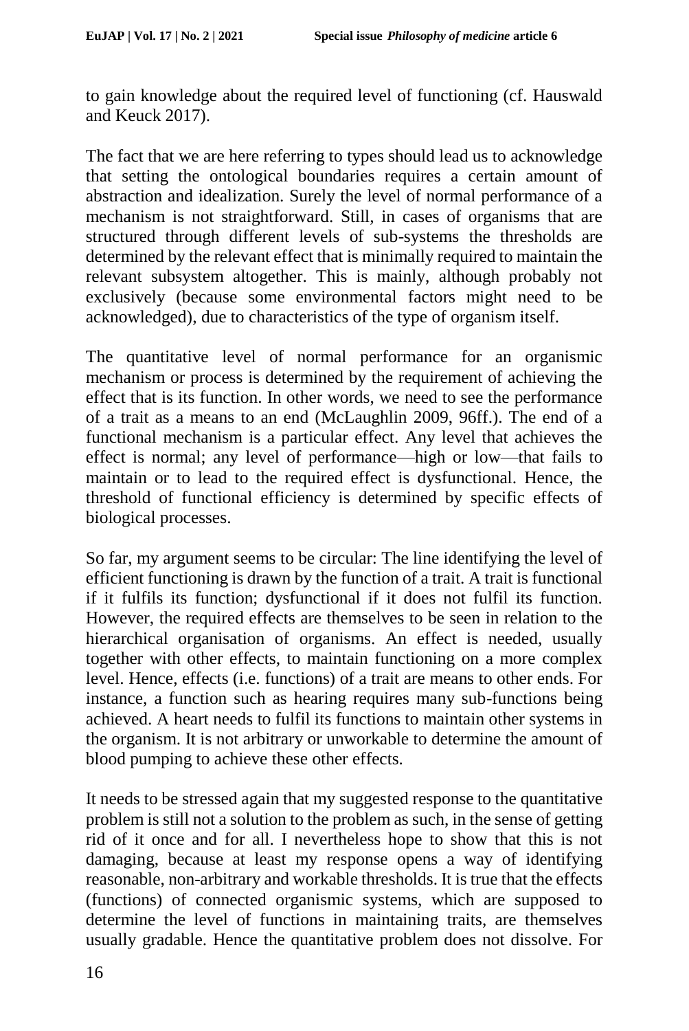to gain knowledge about the required level of functioning (cf. Hauswald and Keuck 2017).

The fact that we are here referring to types should lead us to acknowledge that setting the ontological boundaries requires a certain amount of abstraction and idealization. Surely the level of normal performance of a mechanism is not straightforward. Still, in cases of organisms that are structured through different levels of sub-systems the thresholds are determined by the relevant effect that is minimally required to maintain the relevant subsystem altogether. This is mainly, although probably not exclusively (because some environmental factors might need to be acknowledged), due to characteristics of the type of organism itself.

The quantitative level of normal performance for an organismic mechanism or process is determined by the requirement of achieving the effect that is its function. In other words, we need to see the performance of a trait as a means to an end (McLaughlin 2009, 96ff.). The end of a functional mechanism is a particular effect. Any level that achieves the effect is normal; any level of performance—high or low—that fails to maintain or to lead to the required effect is dysfunctional. Hence, the threshold of functional efficiency is determined by specific effects of biological processes.

So far, my argument seems to be circular: The line identifying the level of efficient functioning is drawn by the function of a trait. A trait is functional if it fulfils its function; dysfunctional if it does not fulfil its function. However, the required effects are themselves to be seen in relation to the hierarchical organisation of organisms. An effect is needed, usually together with other effects, to maintain functioning on a more complex level. Hence, effects (i.e. functions) of a trait are means to other ends. For instance, a function such as hearing requires many sub-functions being achieved. A heart needs to fulfil its functions to maintain other systems in the organism. It is not arbitrary or unworkable to determine the amount of blood pumping to achieve these other effects.

It needs to be stressed again that my suggested response to the quantitative problem is still not a solution to the problem as such, in the sense of getting rid of it once and for all. I nevertheless hope to show that this is not damaging, because at least my response opens a way of identifying reasonable, non-arbitrary and workable thresholds. It is true that the effects (functions) of connected organismic systems, which are supposed to determine the level of functions in maintaining traits, are themselves usually gradable. Hence the quantitative problem does not dissolve. For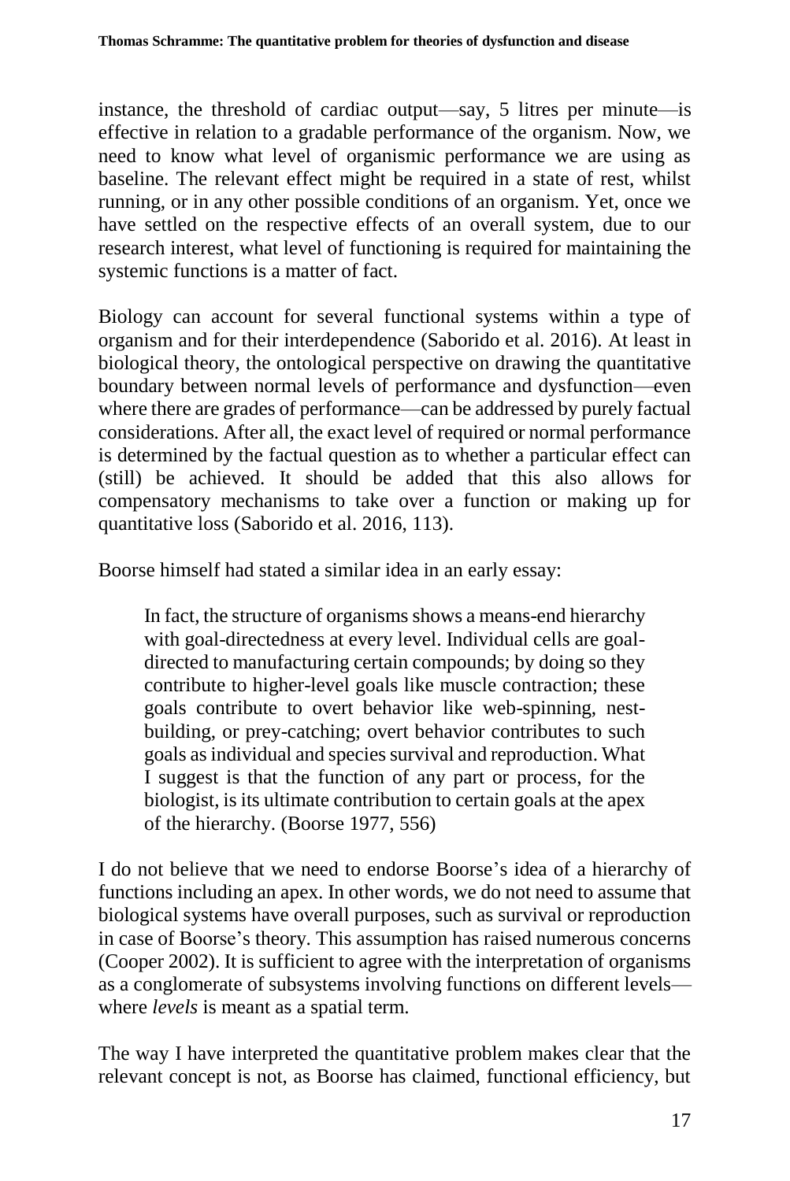instance, the threshold of cardiac output—say, 5 litres per minute—is effective in relation to a gradable performance of the organism. Now, we need to know what level of organismic performance we are using as baseline. The relevant effect might be required in a state of rest, whilst running, or in any other possible conditions of an organism. Yet, once we have settled on the respective effects of an overall system, due to our research interest, what level of functioning is required for maintaining the systemic functions is a matter of fact.

Biology can account for several functional systems within a type of organism and for their interdependence (Saborido et al. 2016). At least in biological theory, the ontological perspective on drawing the quantitative boundary between normal levels of performance and dysfunction—even where there are grades of performance—can be addressed by purely factual considerations. After all, the exact level of required or normal performance is determined by the factual question as to whether a particular effect can (still) be achieved. It should be added that this also allows for compensatory mechanisms to take over a function or making up for quantitative loss (Saborido et al. 2016, 113).

Boorse himself had stated a similar idea in an early essay:

> In fact, the structure of organisms shows a means-end hierarchy with goal-directedness at every level. Individual cells are goal-directed to manufacturing certain compounds; by doing so they contribute to higher-level goals like muscle contraction; these goals contribute to overt behavior like web-spinning, nest-building, or prey-catching; overt behavior contributes to such goals as individual and species survival and reproduction. What I suggest is that the function of any part or process, for the biologist, is its ultimate contribution to certain goals at the apex of the hierarchy. (Boorse 1977, 556)

I do not believe that we need to endorse Boorse's idea of a hierarchy of functions including an apex. In other words, we do not need to assume that biological systems have overall purposes, such as survival or reproduction in case of Boorse's theory. This assumption has raised numerous concerns (Cooper 2002). It is sufficient to agree with the interpretation of organisms as a conglomerate of subsystems involving functions on different levels—where *levels* is meant as a spatial term.

The way I have interpreted the quantitative problem makes clear that the relevant concept is not, as Boorse has claimed, functional efficiency, but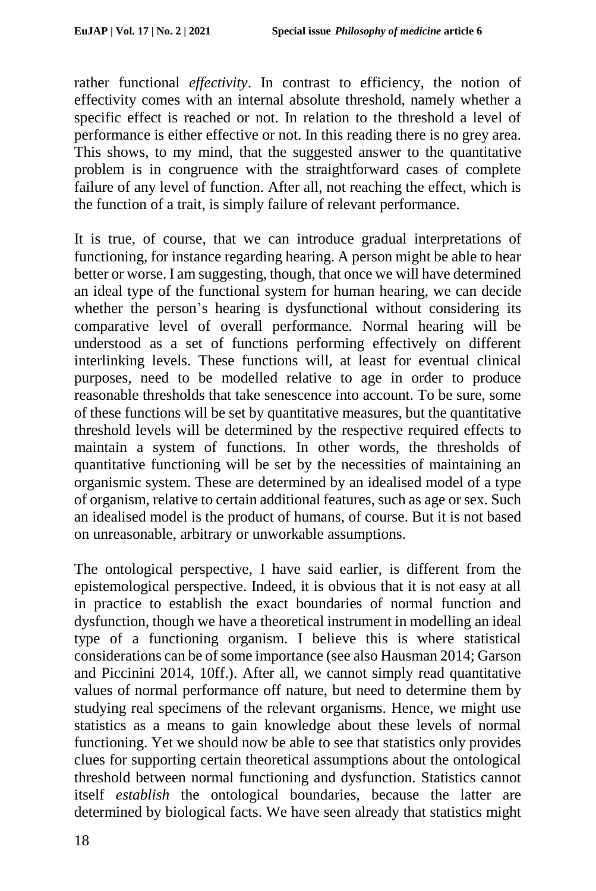rather functional *effectivity*. In contrast to efficiency, the notion of effectivity comes with an internal absolute threshold, namely whether a specific effect is reached or not. In relation to the threshold a level of performance is either effective or not. In this reading there is no grey area. This shows, to my mind, that the suggested answer to the quantitative problem is in congruence with the straightforward cases of complete failure of any level of function. After all, not reaching the effect, which is the function of a trait, is simply failure of relevant performance.

It is true, of course, that we can introduce gradual interpretations of functioning, for instance regarding hearing. A person might be able to hear better or worse. I am suggesting, though, that once we will have determined an ideal type of the functional system for human hearing, we can decide whether the person's hearing is dysfunctional without considering its comparative level of overall performance. Normal hearing will be understood as a set of functions performing effectively on different interlinking levels. These functions will, at least for eventual clinical purposes, need to be modelled relative to age in order to produce reasonable thresholds that take senescence into account. To be sure, some of these functions will be set by quantitative measures, but the quantitative threshold levels will be determined by the respective required effects to maintain a system of functions. In other words, the thresholds of quantitative functioning will be set by the necessities of maintaining an organismic system. These are determined by an idealised model of a type of organism, relative to certain additional features, such as age or sex. Such an idealised model is the product of humans, of course. But it is not based on unreasonable, arbitrary or unworkable assumptions.

The ontological perspective, I have said earlier, is different from the epistemological perspective. Indeed, it is obvious that it is not easy at all in practice to establish the exact boundaries of normal function and dysfunction, though we have a theoretical instrument in modelling an ideal type of a functioning organism. I believe this is where statistical considerations can be of some importance (see also Hausman 2014; Garson and Piccinini 2014, 10ff.). After all, we cannot simply read quantitative values of normal performance off nature, but need to determine them by studying real specimens of the relevant organisms. Hence, we might use statistics as a means to gain knowledge about these levels of normal functioning. Yet we should now be able to see that statistics only provides clues for supporting certain theoretical assumptions about the ontological threshold between normal functioning and dysfunction. Statistics cannot itself *establish* the ontological boundaries, because the latter are determined by biological facts. We have seen already that statistics might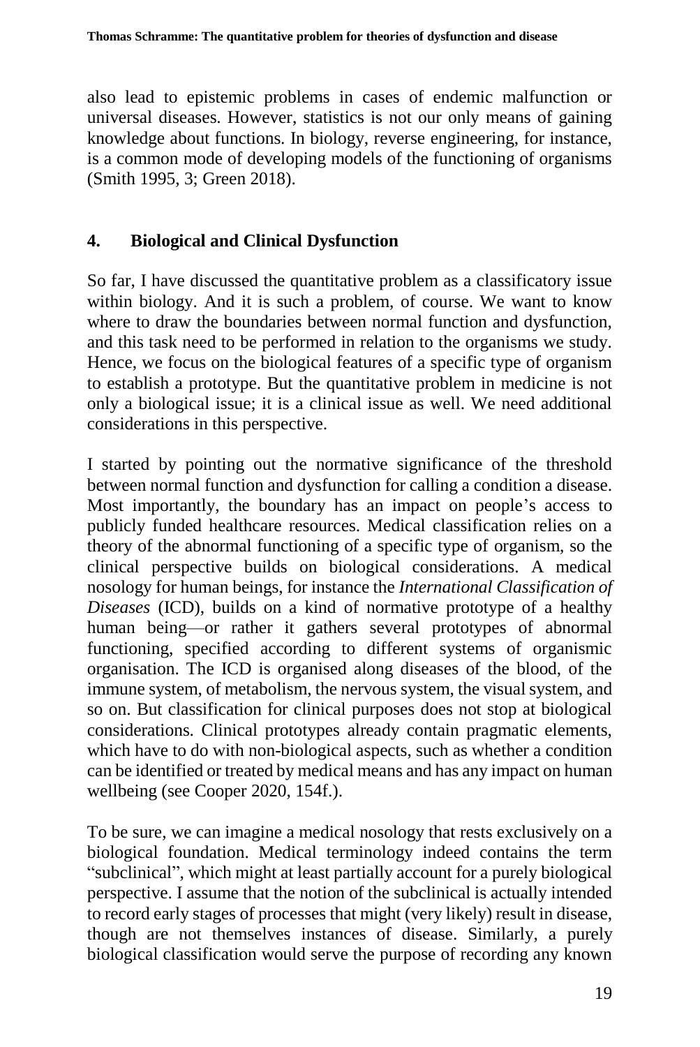also lead to epistemic problems in cases of endemic malfunction or universal diseases. However, statistics is not our only means of gaining knowledge about functions. In biology, reverse engineering, for instance, is a common mode of developing models of the functioning of organisms (Smith 1995, 3; Green 2018).

## 4. Biological and Clinical Dysfunction

So far, I have discussed the quantitative problem as a classificatory issue within biology. And it is such a problem, of course. We want to know where to draw the boundaries between normal function and dysfunction, and this task need to be performed in relation to the organisms we study. Hence, we focus on the biological features of a specific type of organism to establish a prototype. But the quantitative problem in medicine is not only a biological issue; it is a clinical issue as well. We need additional considerations in this perspective.

I started by pointing out the normative significance of the threshold between normal function and dysfunction for calling a condition a disease. Most importantly, the boundary has an impact on people's access to publicly funded healthcare resources. Medical classification relies on a theory of the abnormal functioning of a specific type of organism, so the clinical perspective builds on biological considerations. A medical nosology for human beings, for instance the *International Classification of Diseases* (ICD), builds on a kind of normative prototype of a healthy human being—or rather it gathers several prototypes of abnormal functioning, specified according to different systems of organismic organisation. The ICD is organised along diseases of the blood, of the immune system, of metabolism, the nervous system, the visual system, and so on. But classification for clinical purposes does not stop at biological considerations. Clinical prototypes already contain pragmatic elements, which have to do with non-biological aspects, such as whether a condition can be identified or treated by medical means and has any impact on human wellbeing (see Cooper 2020, 154f.).

To be sure, we can imagine a medical nosology that rests exclusively on a biological foundation. Medical terminology indeed contains the term "subclinical", which might at least partially account for a purely biological perspective. I assume that the notion of the subclinical is actually intended to record early stages of processes that might (very likely) result in disease, though are not themselves instances of disease. Similarly, a purely biological classification would serve the purpose of recording any known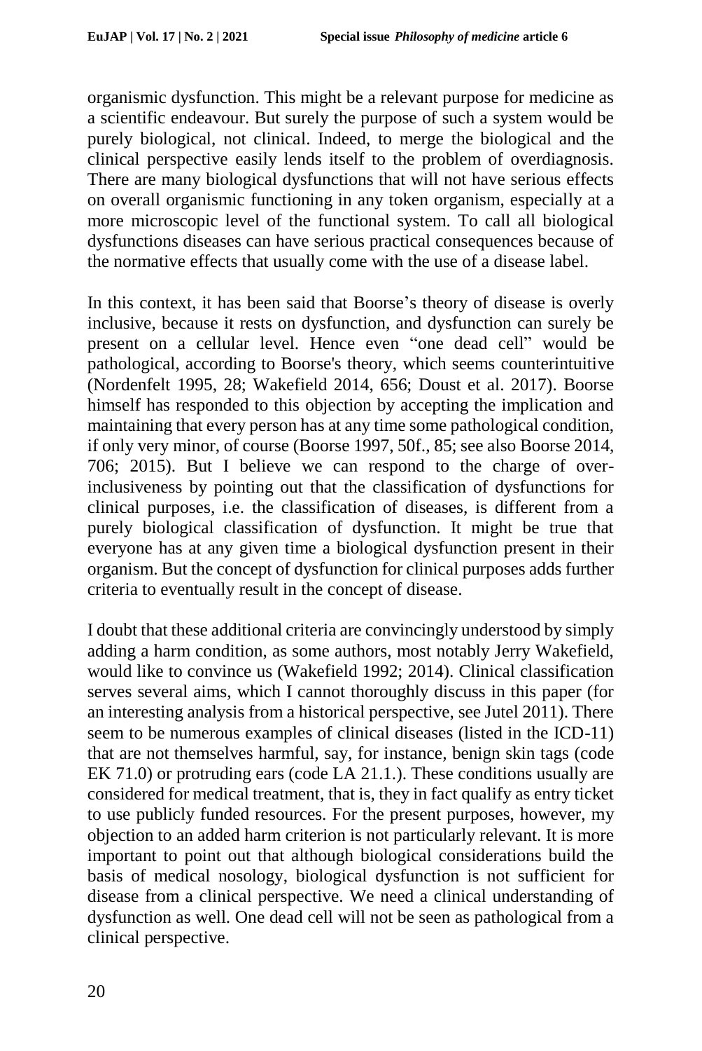organismic dysfunction. This might be a relevant purpose for medicine as a scientific endeavour. But surely the purpose of such a system would be purely biological, not clinical. Indeed, to merge the biological and the clinical perspective easily lends itself to the problem of overdiagnosis. There are many biological dysfunctions that will not have serious effects on overall organismic functioning in any token organism, especially at a more microscopic level of the functional system. To call all biological dysfunctions diseases can have serious practical consequences because of the normative effects that usually come with the use of a disease label.

In this context, it has been said that Boorse's theory of disease is overly inclusive, because it rests on dysfunction, and dysfunction can surely be present on a cellular level. Hence even "one dead cell" would be pathological, according to Boorse's theory, which seems counterintuitive (Nordenfelt 1995, 28; Wakefield 2014, 656; Doust et al. 2017). Boorse himself has responded to this objection by accepting the implication and maintaining that every person has at any time some pathological condition, if only very minor, of course (Boorse 1997, 50f., 85; see also Boorse 2014, 706; 2015). But I believe we can respond to the charge of over-inclusiveness by pointing out that the classification of dysfunctions for clinical purposes, i.e. the classification of diseases, is different from a purely biological classification of dysfunction. It might be true that everyone has at any given time a biological dysfunction present in their organism. But the concept of dysfunction for clinical purposes adds further criteria to eventually result in the concept of disease.

I doubt that these additional criteria are convincingly understood by simply adding a harm condition, as some authors, most notably Jerry Wakefield, would like to convince us (Wakefield 1992; 2014). Clinical classification serves several aims, which I cannot thoroughly discuss in this paper (for an interesting analysis from a historical perspective, see Jutel 2011). There seem to be numerous examples of clinical diseases (listed in the ICD-11) that are not themselves harmful, say, for instance, benign skin tags (code EK 71.0) or protruding ears (code LA 21.1.). These conditions usually are considered for medical treatment, that is, they in fact qualify as entry ticket to use publicly funded resources. For the present purposes, however, my objection to an added harm criterion is not particularly relevant. It is more important to point out that although biological considerations build the basis of medical nosology, biological dysfunction is not sufficient for disease from a clinical perspective. We need a clinical understanding of dysfunction as well. One dead cell will not be seen as pathological from a clinical perspective.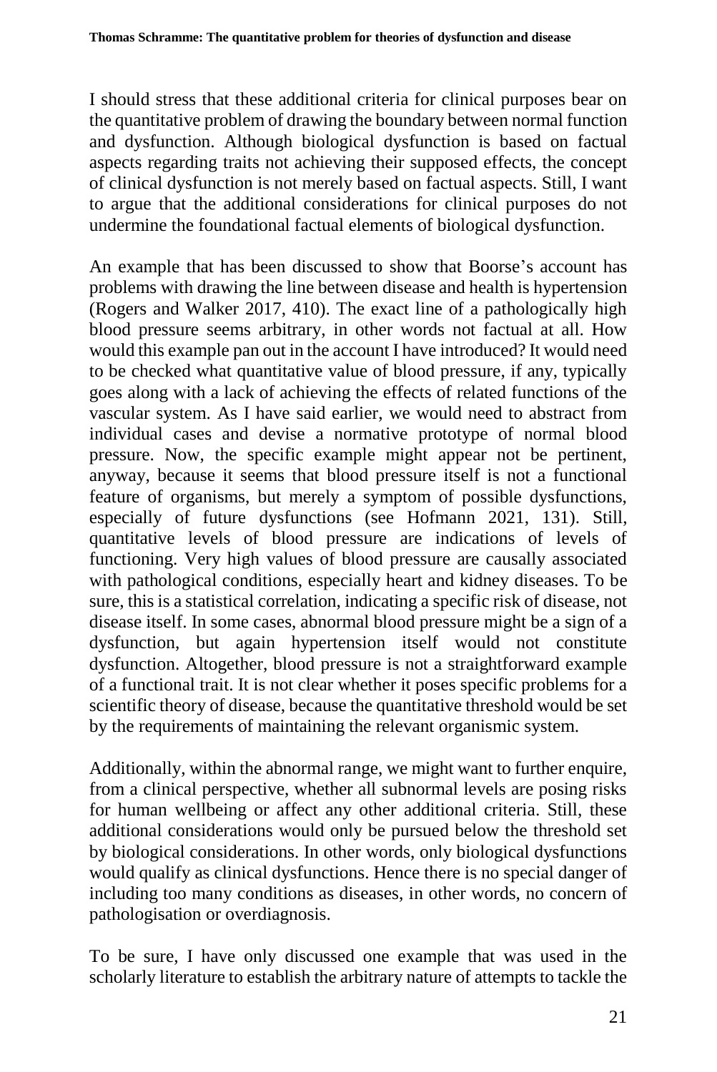I should stress that these additional criteria for clinical purposes bear on the quantitative problem of drawing the boundary between normal function and dysfunction. Although biological dysfunction is based on factual aspects regarding traits not achieving their supposed effects, the concept of clinical dysfunction is not merely based on factual aspects. Still, I want to argue that the additional considerations for clinical purposes do not undermine the foundational factual elements of biological dysfunction.

An example that has been discussed to show that Boorse's account has problems with drawing the line between disease and health is hypertension (Rogers and Walker 2017, 410). The exact line of a pathologically high blood pressure seems arbitrary, in other words not factual at all. How would this example pan out in the account I have introduced? It would need to be checked what quantitative value of blood pressure, if any, typically goes along with a lack of achieving the effects of related functions of the vascular system. As I have said earlier, we would need to abstract from individual cases and devise a normative prototype of normal blood pressure. Now, the specific example might appear not be pertinent, anyway, because it seems that blood pressure itself is not a functional feature of organisms, but merely a symptom of possible dysfunctions, especially of future dysfunctions (see Hofmann 2021, 131). Still, quantitative levels of blood pressure are indications of levels of functioning. Very high values of blood pressure are causally associated with pathological conditions, especially heart and kidney diseases. To be sure, this is a statistical correlation, indicating a specific risk of disease, not disease itself. In some cases, abnormal blood pressure might be a sign of a dysfunction, but again hypertension itself would not constitute dysfunction. Altogether, blood pressure is not a straightforward example of a functional trait. It is not clear whether it poses specific problems for a scientific theory of disease, because the quantitative threshold would be set by the requirements of maintaining the relevant organismic system.

Additionally, within the abnormal range, we might want to further enquire, from a clinical perspective, whether all subnormal levels are posing risks for human wellbeing or affect any other additional criteria. Still, these additional considerations would only be pursued below the threshold set by biological considerations. In other words, only biological dysfunctions would qualify as clinical dysfunctions. Hence there is no special danger of including too many conditions as diseases, in other words, no concern of pathologisation or overdiagnosis.

To be sure, I have only discussed one example that was used in the scholarly literature to establish the arbitrary nature of attempts to tackle the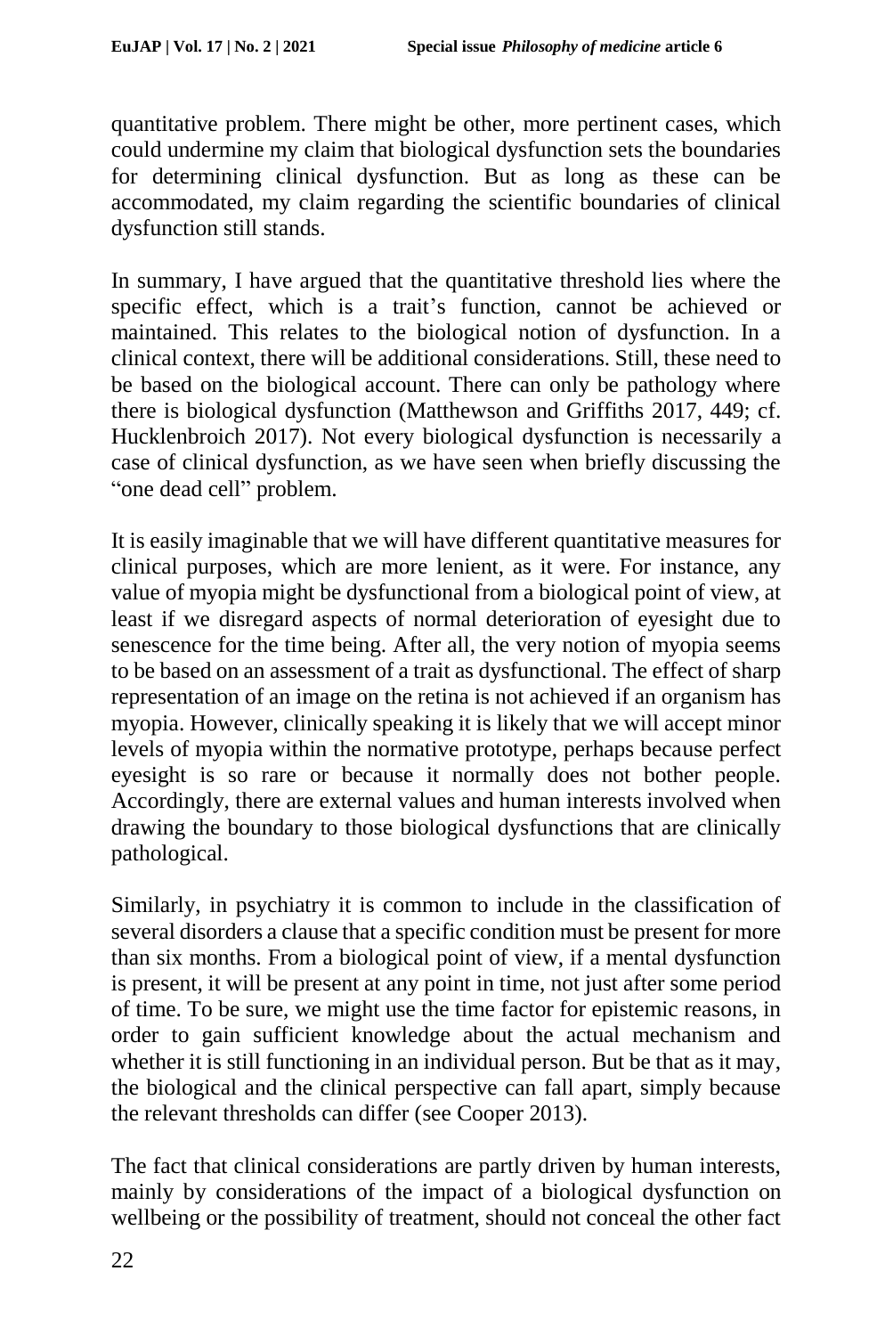quantitative problem. There might be other, more pertinent cases, which could undermine my claim that biological dysfunction sets the boundaries for determining clinical dysfunction. But as long as these can be accommodated, my claim regarding the scientific boundaries of clinical dysfunction still stands.

In summary, I have argued that the quantitative threshold lies where the specific effect, which is a trait's function, cannot be achieved or maintained. This relates to the biological notion of dysfunction. In a clinical context, there will be additional considerations. Still, these need to be based on the biological account. There can only be pathology where there is biological dysfunction (Matthewson and Griffiths 2017, 449; cf. Hucklenbroich 2017). Not every biological dysfunction is necessarily a case of clinical dysfunction, as we have seen when briefly discussing the "one dead cell" problem.

It is easily imaginable that we will have different quantitative measures for clinical purposes, which are more lenient, as it were. For instance, any value of myopia might be dysfunctional from a biological point of view, at least if we disregard aspects of normal deterioration of eyesight due to senescence for the time being. After all, the very notion of myopia seems to be based on an assessment of a trait as dysfunctional. The effect of sharp representation of an image on the retina is not achieved if an organism has myopia. However, clinically speaking it is likely that we will accept minor levels of myopia within the normative prototype, perhaps because perfect eyesight is so rare or because it normally does not bother people. Accordingly, there are external values and human interests involved when drawing the boundary to those biological dysfunctions that are clinically pathological.

Similarly, in psychiatry it is common to include in the classification of several disorders a clause that a specific condition must be present for more than six months. From a biological point of view, if a mental dysfunction is present, it will be present at any point in time, not just after some period of time. To be sure, we might use the time factor for epistemic reasons, in order to gain sufficient knowledge about the actual mechanism and whether it is still functioning in an individual person. But be that as it may, the biological and the clinical perspective can fall apart, simply because the relevant thresholds can differ (see Cooper 2013).

The fact that clinical considerations are partly driven by human interests, mainly by considerations of the impact of a biological dysfunction on wellbeing or the possibility of treatment, should not conceal the other fact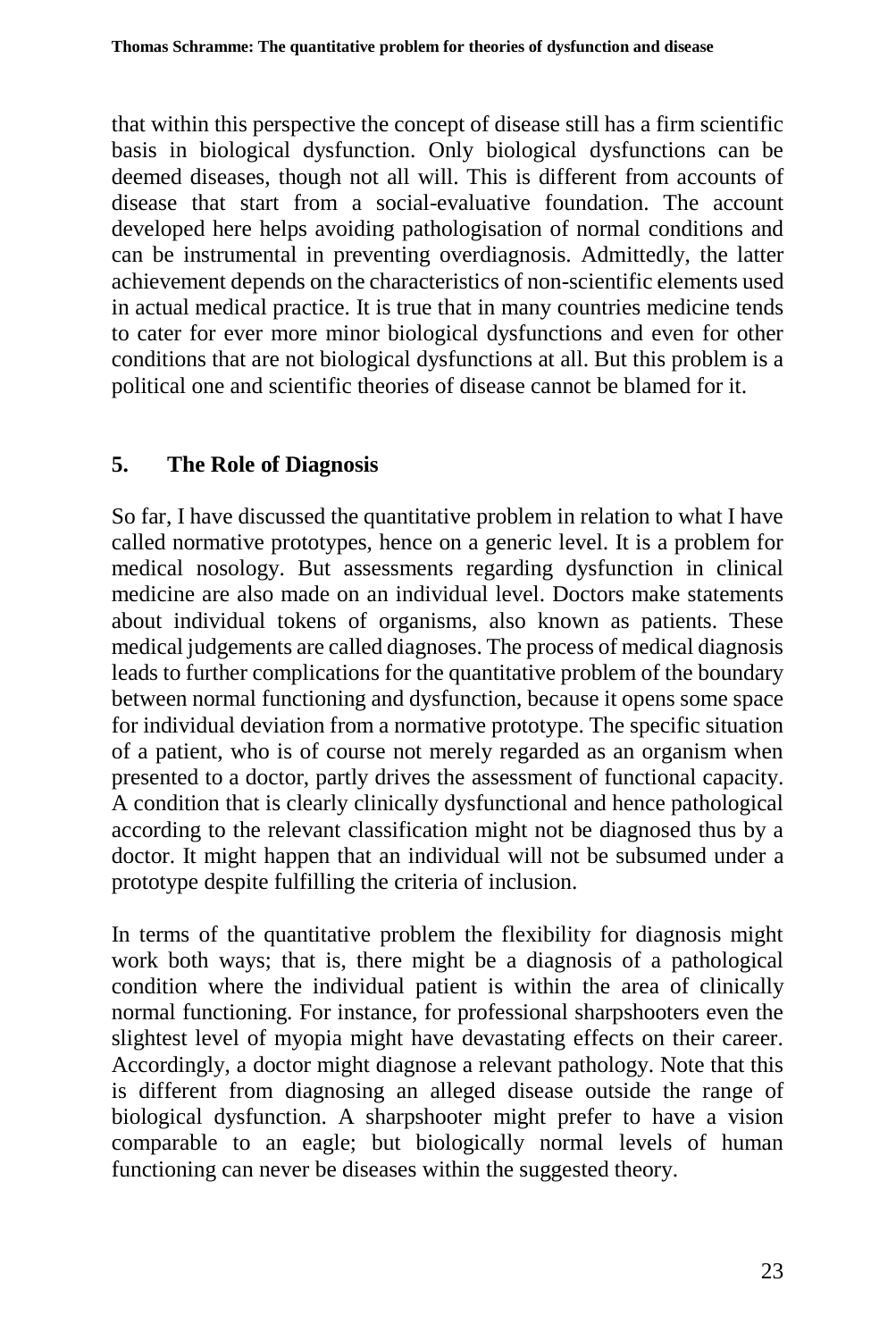that within this perspective the concept of disease still has a firm scientific basis in biological dysfunction. Only biological dysfunctions can be deemed diseases, though not all will. This is different from accounts of disease that start from a social-evaluative foundation. The account developed here helps avoiding pathologisation of normal conditions and can be instrumental in preventing overdiagnosis. Admittedly, the latter achievement depends on the characteristics of non-scientific elements used in actual medical practice. It is true that in many countries medicine tends to cater for ever more minor biological dysfunctions and even for other conditions that are not biological dysfunctions at all. But this problem is a political one and scientific theories of disease cannot be blamed for it.

## 5. The Role of Diagnosis

So far, I have discussed the quantitative problem in relation to what I have called normative prototypes, hence on a generic level. It is a problem for medical nosology. But assessments regarding dysfunction in clinical medicine are also made on an individual level. Doctors make statements about individual tokens of organisms, also known as patients. These medical judgements are called diagnoses. The process of medical diagnosis leads to further complications for the quantitative problem of the boundary between normal functioning and dysfunction, because it opens some space for individual deviation from a normative prototype. The specific situation of a patient, who is of course not merely regarded as an organism when presented to a doctor, partly drives the assessment of functional capacity. A condition that is clearly clinically dysfunctional and hence pathological according to the relevant classification might not be diagnosed thus by a doctor. It might happen that an individual will not be subsumed under a prototype despite fulfilling the criteria of inclusion.

In terms of the quantitative problem the flexibility for diagnosis might work both ways; that is, there might be a diagnosis of a pathological condition where the individual patient is within the area of clinically normal functioning. For instance, for professional sharpshooters even the slightest level of myopia might have devastating effects on their career. Accordingly, a doctor might diagnose a relevant pathology. Note that this is different from diagnosing an alleged disease outside the range of biological dysfunction. A sharpshooter might prefer to have a vision comparable to an eagle; but biologically normal levels of human functioning can never be diseases within the suggested theory.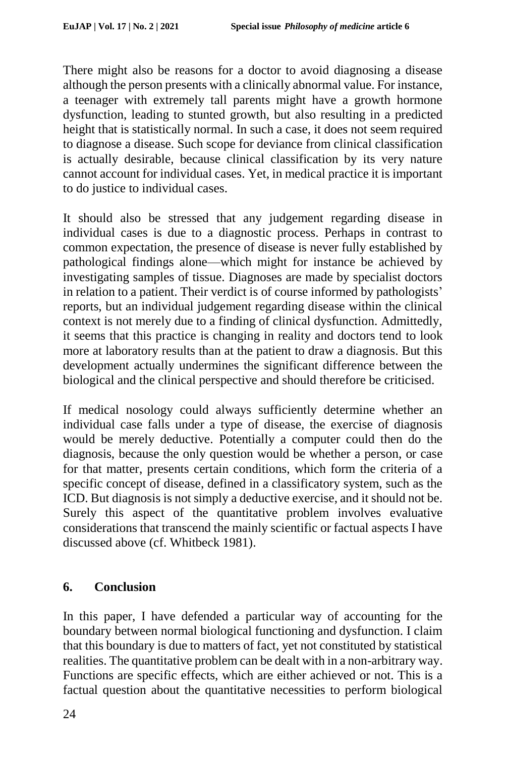There might also be reasons for a doctor to avoid diagnosing a disease although the person presents with a clinically abnormal value. For instance, a teenager with extremely tall parents might have a growth hormone dysfunction, leading to stunted growth, but also resulting in a predicted height that is statistically normal. In such a case, it does not seem required to diagnose a disease. Such scope for deviance from clinical classification is actually desirable, because clinical classification by its very nature cannot account for individual cases. Yet, in medical practice it is important to do justice to individual cases.

It should also be stressed that any judgement regarding disease in individual cases is due to a diagnostic process. Perhaps in contrast to common expectation, the presence of disease is never fully established by pathological findings alone—which might for instance be achieved by investigating samples of tissue. Diagnoses are made by specialist doctors in relation to a patient. Their verdict is of course informed by pathologists' reports, but an individual judgement regarding disease within the clinical context is not merely due to a finding of clinical dysfunction. Admittedly, it seems that this practice is changing in reality and doctors tend to look more at laboratory results than at the patient to draw a diagnosis. But this development actually undermines the significant difference between the biological and the clinical perspective and should therefore be criticised.

If medical nosology could always sufficiently determine whether an individual case falls under a type of disease, the exercise of diagnosis would be merely deductive. Potentially a computer could then do the diagnosis, because the only question would be whether a person, or case for that matter, presents certain conditions, which form the criteria of a specific concept of disease, defined in a classificatory system, such as the ICD. But diagnosis is not simply a deductive exercise, and it should not be. Surely this aspect of the quantitative problem involves evaluative considerations that transcend the mainly scientific or factual aspects I have discussed above (cf. Whitbeck 1981).

## 6. Conclusion

In this paper, I have defended a particular way of accounting for the boundary between normal biological functioning and dysfunction. I claim that this boundary is due to matters of fact, yet not constituted by statistical realities. The quantitative problem can be dealt with in a non-arbitrary way. Functions are specific effects, which are either achieved or not. This is a factual question about the quantitative necessities to perform biological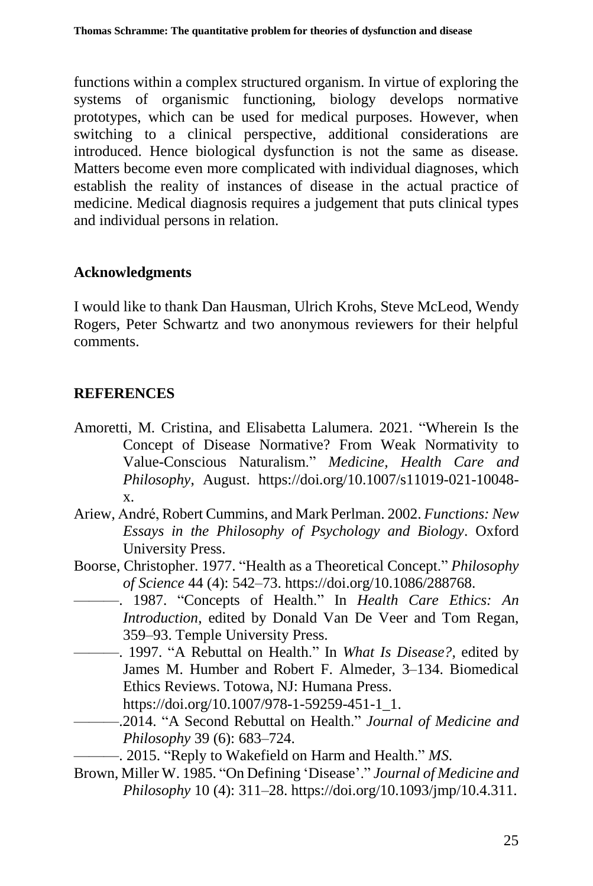functions within a complex structured organism. In virtue of exploring the systems of organismic functioning, biology develops normative prototypes, which can be used for medical purposes. However, when switching to a clinical perspective, additional considerations are introduced. Hence biological dysfunction is not the same as disease. Matters become even more complicated with individual diagnoses, which establish the reality of instances of disease in the actual practice of medicine. Medical diagnosis requires a judgement that puts clinical types and individual persons in relation.

## Acknowledgments

I would like to thank Dan Hausman, Ulrich Krohs, Steve McLeod, Wendy Rogers, Peter Schwartz and two anonymous reviewers for their helpful comments.

## REFERENCES

Amoretti, M. Cristina, and Elisabetta Lalumera. 2021. "Wherein Is the Concept of Disease Normative? From Weak Normativity to Value-Conscious Naturalism." *Medicine, Health Care and Philosophy*, August. https://doi.org/10.1007/s11019-021-10048-x.

Ariew, André, Robert Cummins, and Mark Perlman. 2002. *Functions: New Essays in the Philosophy of Psychology and Biology*. Oxford University Press.

Boorse, Christopher. 1977. "Health as a Theoretical Concept." *Philosophy of Science* 44 (4): 542–73. https://doi.org/10.1086/288768.

———. 1987. "Concepts of Health." In *Health Care Ethics: An Introduction*, edited by Donald Van De Veer and Tom Regan, 359–93. Temple University Press.

———. 1997. "A Rebuttal on Health." In *What Is Disease?*, edited by James M. Humber and Robert F. Almeder, 3–134. Biomedical Ethics Reviews. Totowa, NJ: Humana Press. https://doi.org/10.1007/978-1-59259-451-1_1.

———.2014. "A Second Rebuttal on Health." *Journal of Medicine and Philosophy* 39 (6): 683–724.

———. 2015. "Reply to Wakefield on Harm and Health." *MS.*

Brown, Miller W. 1985. "On Defining 'Disease'." *Journal of Medicine and Philosophy* 10 (4): 311–28. https://doi.org/10.1093/jmp/10.4.311.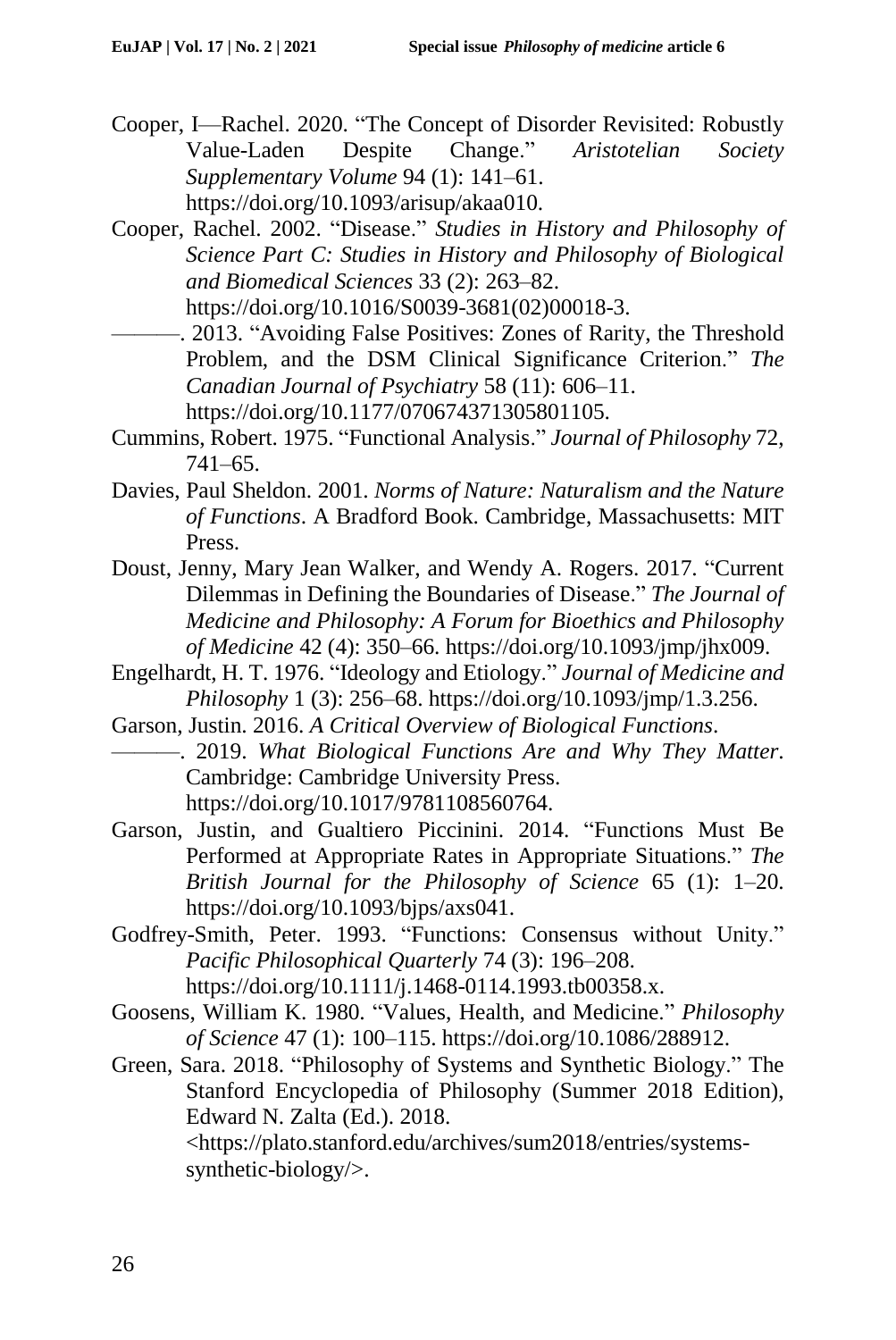Cooper, I—Rachel. 2020. "The Concept of Disorder Revisited: Robustly Value-Laden Despite Change." *Aristotelian Society Supplementary Volume* 94 (1): 141–61. https://doi.org/10.1093/arisup/akaa010.

Cooper, Rachel. 2002. "Disease." *Studies in History and Philosophy of Science Part C: Studies in History and Philosophy of Biological and Biomedical Sciences* 33 (2): 263–82. https://doi.org/10.1016/S0039-3681(02)00018-3.

———. 2013. "Avoiding False Positives: Zones of Rarity, the Threshold Problem, and the DSM Clinical Significance Criterion." *The Canadian Journal of Psychiatry* 58 (11): 606–11. https://doi.org/10.1177/070674371305801105.

Cummins, Robert. 1975. "Functional Analysis." *Journal of Philosophy* 72, 741–65.

Davies, Paul Sheldon. 2001. *Norms of Nature: Naturalism and the Nature of Functions*. A Bradford Book. Cambridge, Massachusetts: MIT Press.

Doust, Jenny, Mary Jean Walker, and Wendy A. Rogers. 2017. "Current Dilemmas in Defining the Boundaries of Disease." *The Journal of Medicine and Philosophy: A Forum for Bioethics and Philosophy of Medicine* 42 (4): 350–66. https://doi.org/10.1093/jmp/jhx009.

Engelhardt, H. T. 1976. "Ideology and Etiology." *Journal of Medicine and Philosophy* 1 (3): 256–68. https://doi.org/10.1093/jmp/1.3.256.

Garson, Justin. 2016. *A Critical Overview of Biological Functions*.

———. 2019. *What Biological Functions Are and Why They Matter*. Cambridge: Cambridge University Press. https://doi.org/10.1017/9781108560764.

Garson, Justin, and Gualtiero Piccinini. 2014. "Functions Must Be Performed at Appropriate Rates in Appropriate Situations." *The British Journal for the Philosophy of Science* 65 (1): 1–20. https://doi.org/10.1093/bjps/axs041.

Godfrey-Smith, Peter. 1993. "Functions: Consensus without Unity." *Pacific Philosophical Quarterly* 74 (3): 196–208. https://doi.org/10.1111/j.1468-0114.1993.tb00358.x.

Goosens, William K. 1980. "Values, Health, and Medicine." *Philosophy of Science* 47 (1): 100–115. https://doi.org/10.1086/288912.

Green, Sara. 2018. "Philosophy of Systems and Synthetic Biology." The Stanford Encyclopedia of Philosophy (Summer 2018 Edition), Edward N. Zalta (Ed.). 2018. <https://plato.stanford.edu/archives/sum2018/entries/systems-synthetic-biology/>.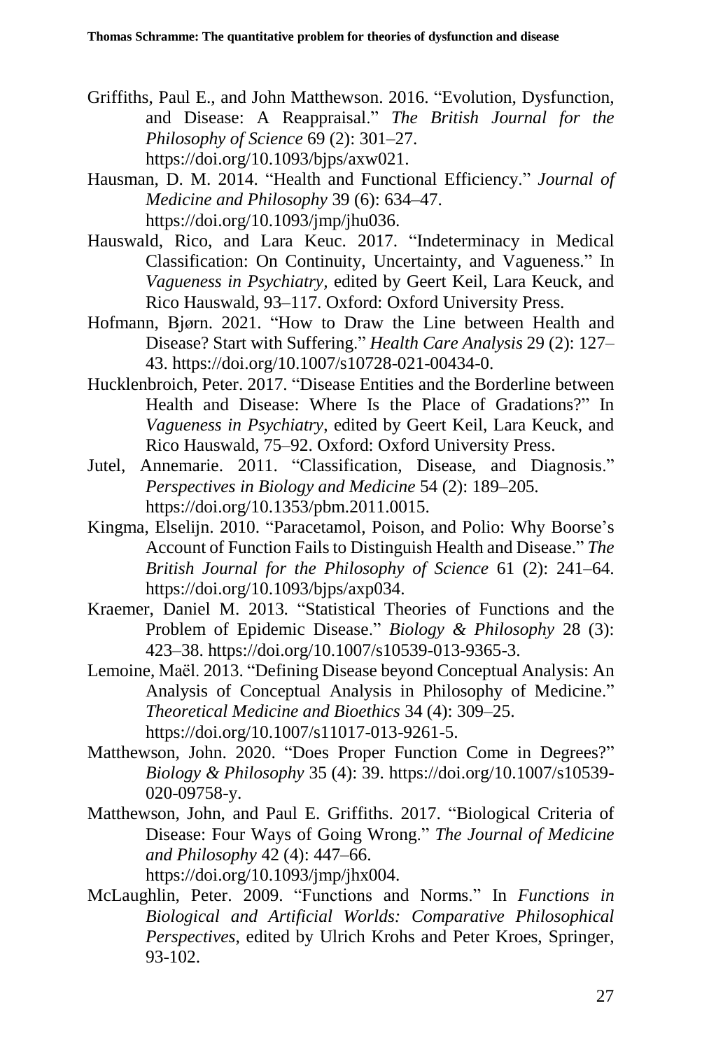Griffiths, Paul E., and John Matthewson. 2016. "Evolution, Dysfunction, and Disease: A Reappraisal." *The British Journal for the Philosophy of Science* 69 (2): 301–27. https://doi.org/10.1093/bjps/axw021.

Hausman, D. M. 2014. "Health and Functional Efficiency." *Journal of Medicine and Philosophy* 39 (6): 634–47. https://doi.org/10.1093/jmp/jhu036.

Hauswald, Rico, and Lara Keuc. 2017. "Indeterminacy in Medical Classification: On Continuity, Uncertainty, and Vagueness." In *Vagueness in Psychiatry*, edited by Geert Keil, Lara Keuck, and Rico Hauswald, 93–117. Oxford: Oxford University Press.

Hofmann, Bjørn. 2021. "How to Draw the Line between Health and Disease? Start with Suffering." *Health Care Analysis* 29 (2): 127–43. https://doi.org/10.1007/s10728-021-00434-0.

Hucklenbroich, Peter. 2017. "Disease Entities and the Borderline between Health and Disease: Where Is the Place of Gradations?" In *Vagueness in Psychiatry*, edited by Geert Keil, Lara Keuck, and Rico Hauswald, 75–92. Oxford: Oxford University Press.

Jutel, Annemarie. 2011. "Classification, Disease, and Diagnosis." *Perspectives in Biology and Medicine* 54 (2): 189–205. https://doi.org/10.1353/pbm.2011.0015.

Kingma, Elselijn. 2010. "Paracetamol, Poison, and Polio: Why Boorse's Account of Function Fails to Distinguish Health and Disease." *The British Journal for the Philosophy of Science* 61 (2): 241–64. https://doi.org/10.1093/bjps/axp034.

Kraemer, Daniel M. 2013. "Statistical Theories of Functions and the Problem of Epidemic Disease." *Biology & Philosophy* 28 (3): 423–38. https://doi.org/10.1007/s10539-013-9365-3.

Lemoine, Maël. 2013. "Defining Disease beyond Conceptual Analysis: An Analysis of Conceptual Analysis in Philosophy of Medicine." *Theoretical Medicine and Bioethics* 34 (4): 309–25. https://doi.org/10.1007/s11017-013-9261-5.

Matthewson, John. 2020. "Does Proper Function Come in Degrees?" *Biology & Philosophy* 35 (4): 39. https://doi.org/10.1007/s10539-020-09758-y.

Matthewson, John, and Paul E. Griffiths. 2017. "Biological Criteria of Disease: Four Ways of Going Wrong." *The Journal of Medicine and Philosophy* 42 (4): 447–66. https://doi.org/10.1093/jmp/jhx004.

McLaughlin, Peter. 2009. "Functions and Norms." In *Functions in Biological and Artificial Worlds: Comparative Philosophical Perspectives*, edited by Ulrich Krohs and Peter Kroes, Springer, 93-102.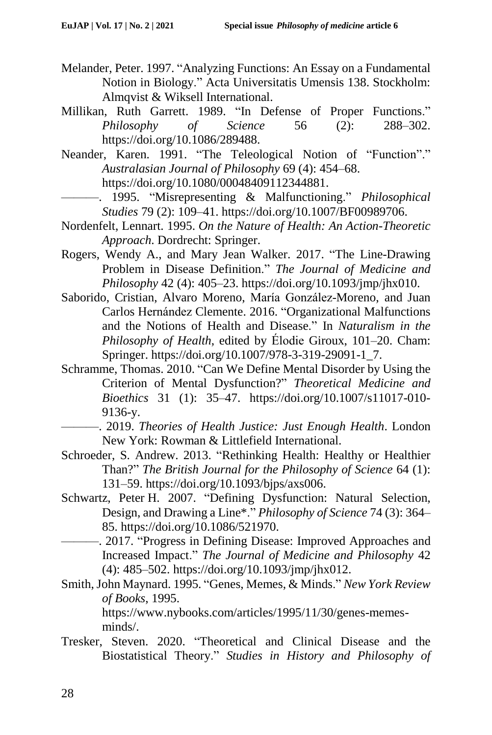Melander, Peter. 1997. "Analyzing Functions: An Essay on a Fundamental Notion in Biology." Acta Universitatis Umensis 138. Stockholm: Almqvist & Wiksell International.

Millikan, Ruth Garrett. 1989. "In Defense of Proper Functions." *Philosophy of Science* 56 (2): 288–302. https://doi.org/10.1086/289488.

Neander, Karen. 1991. "The Teleological Notion of "Function"." *Australasian Journal of Philosophy* 69 (4): 454–68. https://doi.org/10.1080/00048409112344881.

———. 1995. "Misrepresenting & Malfunctioning." *Philosophical Studies* 79 (2): 109–41. https://doi.org/10.1007/BF00989706.

Nordenfelt, Lennart. 1995. *On the Nature of Health: An Action-Theoretic Approach*. Dordrecht: Springer.

Rogers, Wendy A., and Mary Jean Walker. 2017. "The Line-Drawing Problem in Disease Definition." *The Journal of Medicine and Philosophy* 42 (4): 405–23. https://doi.org/10.1093/jmp/jhx010.

Saborido, Cristian, Alvaro Moreno, María González-Moreno, and Juan Carlos Hernández Clemente. 2016. "Organizational Malfunctions and the Notions of Health and Disease." In *Naturalism in the Philosophy of Health*, edited by Élodie Giroux, 101–20. Cham: Springer. https://doi.org/10.1007/978-3-319-29091-1_7.

Schramme, Thomas. 2010. "Can We Define Mental Disorder by Using the Criterion of Mental Dysfunction?" *Theoretical Medicine and Bioethics* 31 (1): 35–47. https://doi.org/10.1007/s11017-010-9136-y.

———. 2019. *Theories of Health Justice: Just Enough Health*. London New York: Rowman & Littlefield International.

Schroeder, S. Andrew. 2013. "Rethinking Health: Healthy or Healthier Than?" *The British Journal for the Philosophy of Science* 64 (1): 131–59. https://doi.org/10.1093/bjps/axs006.

Schwartz, Peter H. 2007. "Defining Dysfunction: Natural Selection, Design, and Drawing a Line*." *Philosophy of Science* 74 (3): 364–85. https://doi.org/10.1086/521970.

———. 2017. "Progress in Defining Disease: Improved Approaches and Increased Impact." *The Journal of Medicine and Philosophy* 42 (4): 485–502. https://doi.org/10.1093/jmp/jhx012.

Smith, John Maynard. 1995. "Genes, Memes, & Minds." *New York Review of Books*, 1995. https://www.nybooks.com/articles/1995/11/30/genes-memes-minds/.

Tresker, Steven. 2020. "Theoretical and Clinical Disease and the Biostatistical Theory." *Studies in History and Philosophy of*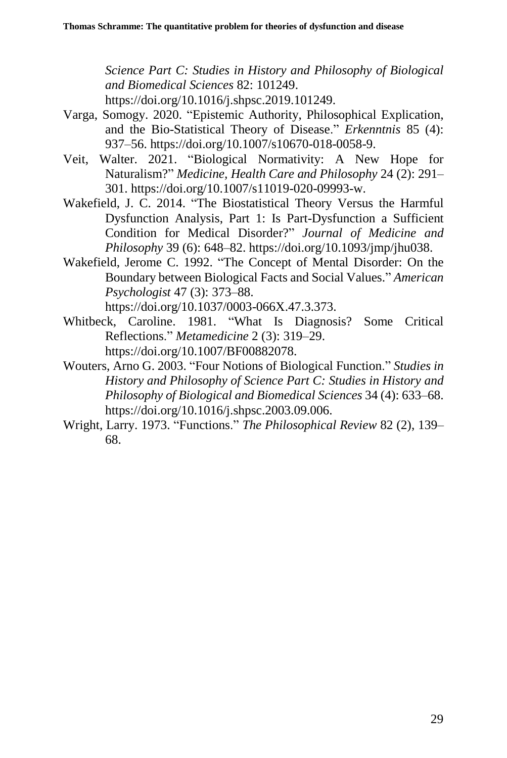*Science Part C: Studies in History and Philosophy of Biological and Biomedical Sciences* 82: 101249. https://doi.org/10.1016/j.shpsc.2019.101249.

Varga, Somogy. 2020. "Epistemic Authority, Philosophical Explication, and the Bio-Statistical Theory of Disease." *Erkenntnis* 85 (4): 937–56. https://doi.org/10.1007/s10670-018-0058-9.

Veit, Walter. 2021. "Biological Normativity: A New Hope for Naturalism?" *Medicine, Health Care and Philosophy* 24 (2): 291–301. https://doi.org/10.1007/s11019-020-09993-w.

Wakefield, J. C. 2014. "The Biostatistical Theory Versus the Harmful Dysfunction Analysis, Part 1: Is Part-Dysfunction a Sufficient Condition for Medical Disorder?" *Journal of Medicine and Philosophy* 39 (6): 648–82. https://doi.org/10.1093/jmp/jhu038.

Wakefield, Jerome C. 1992. "The Concept of Mental Disorder: On the Boundary between Biological Facts and Social Values." *American Psychologist* 47 (3): 373–88. https://doi.org/10.1037/0003-066X.47.3.373.

Whitbeck, Caroline. 1981. "What Is Diagnosis? Some Critical Reflections." *Metamedicine* 2 (3): 319–29. https://doi.org/10.1007/BF00882078.

Wouters, Arno G. 2003. "Four Notions of Biological Function." *Studies in History and Philosophy of Science Part C: Studies in History and Philosophy of Biological and Biomedical Sciences* 34 (4): 633–68. https://doi.org/10.1016/j.shpsc.2003.09.006.

Wright, Larry. 1973. "Functions." *The Philosophical Review* 82 (2), 139–68.